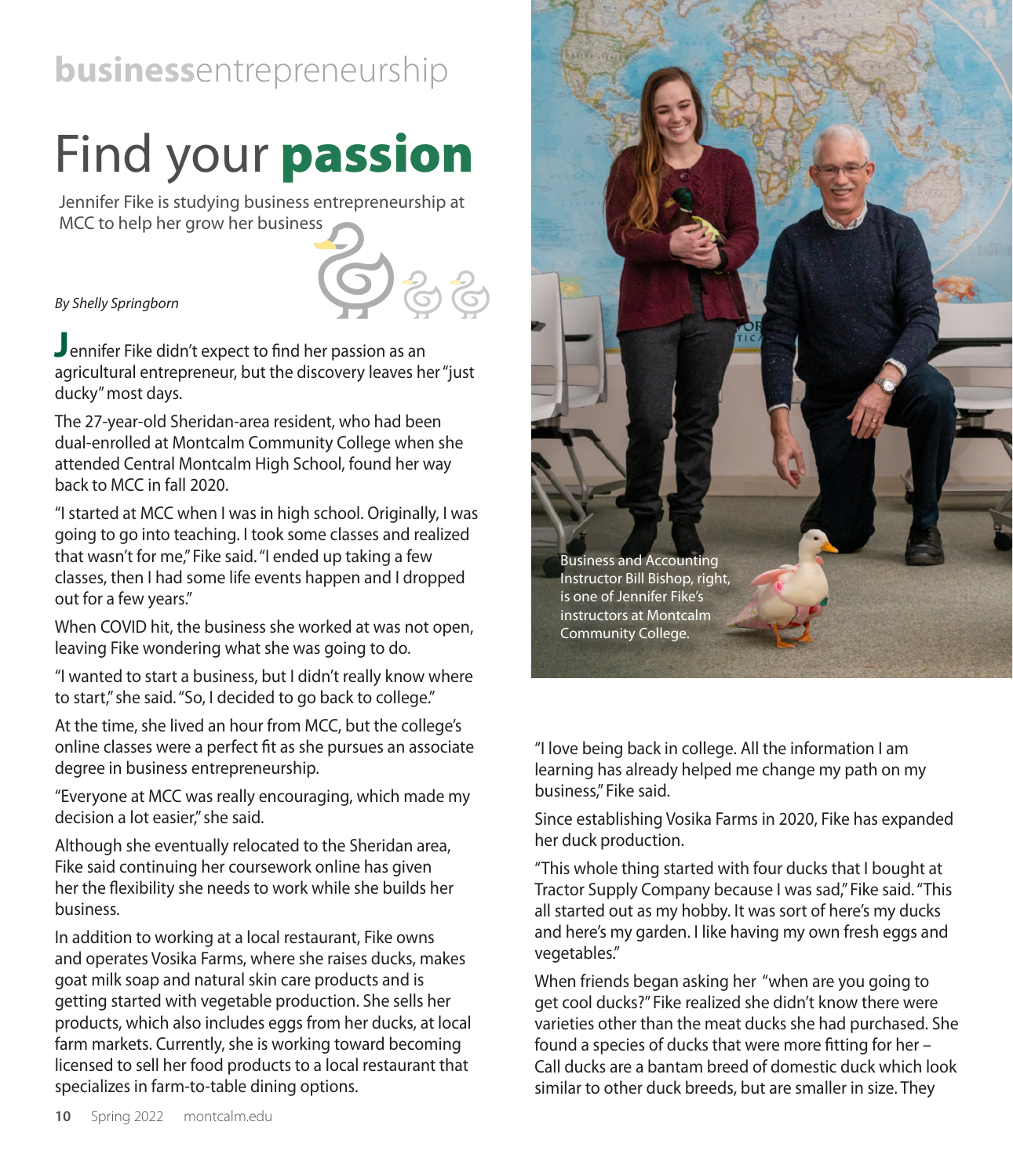**business**entrepreneurship

# Find your **passion**

Jennifer Fike is studying business entrepreneurship at MCC to help her grow her business

*By Shelly Springborn*

Jennifer Fike didn't expect to find her passion as an agricultural entrepreneur, but the discovery leaves her "just ducky" most days.

The 27-year-old Sheridan-area resident, who had been dual-enrolled at Montcalm Community College when she attended Central Montcalm High School, found her way back to MCC in fall 2020.

"I started at MCC when I was in high school. Originally, I was going to go into teaching. I took some classes and realized that wasn't for me," Fike said. "I ended up taking a few classes, then I had some life events happen and I dropped out for a few years."

When COVID hit, the business she worked at was not open, leaving Fike wondering what she was going to do.

"I wanted to start a business, but I didn't really know where to start," she said. "So, I decided to go back to college."

At the time, she lived an hour from MCC, but the college's online classes were a perfect fit as she pursues an associate degree in business entrepreneurship.

"Everyone at MCC was really encouraging, which made my decision a lot easier," she said.

Although she eventually relocated to the Sheridan area, Fike said continuing her coursework online has given her the flexibility she needs to work while she builds her business.

In addition to working at a local restaurant, Fike owns and operates Vosika Farms, where she raises ducks, makes goat milk soap and natural skin care products and is getting started with vegetable production. She sells her products, which also includes eggs from her ducks, at local farm markets. Currently, she is working toward becoming licensed to sell her food products to a local restaurant that specializes in farm-to-table dining options.

Business and Accounting Instructor Bill Bishop, right, is one of Jennifer Fike's instructors at Montcalm Community College.

"I love being back in college. All the information I am learning has already helped me change my path on my business," Fike said.

Since establishing Vosika Farms in 2020, Fike has expanded her duck production.

"This whole thing started with four ducks that I bought at Tractor Supply Company because I was sad," Fike said. "This all started out as my hobby. It was sort of here's my ducks and here's my garden. I like having my own fresh eggs and vegetables."

When friends began asking her "when are you going to get cool ducks?" Fike realized she didn't know there were varieties other than the meat ducks she had purchased. She found a species of ducks that were more fitting for her – Call ducks are a bantam breed of domestic duck which look similar to other duck breeds, but are smaller in size. They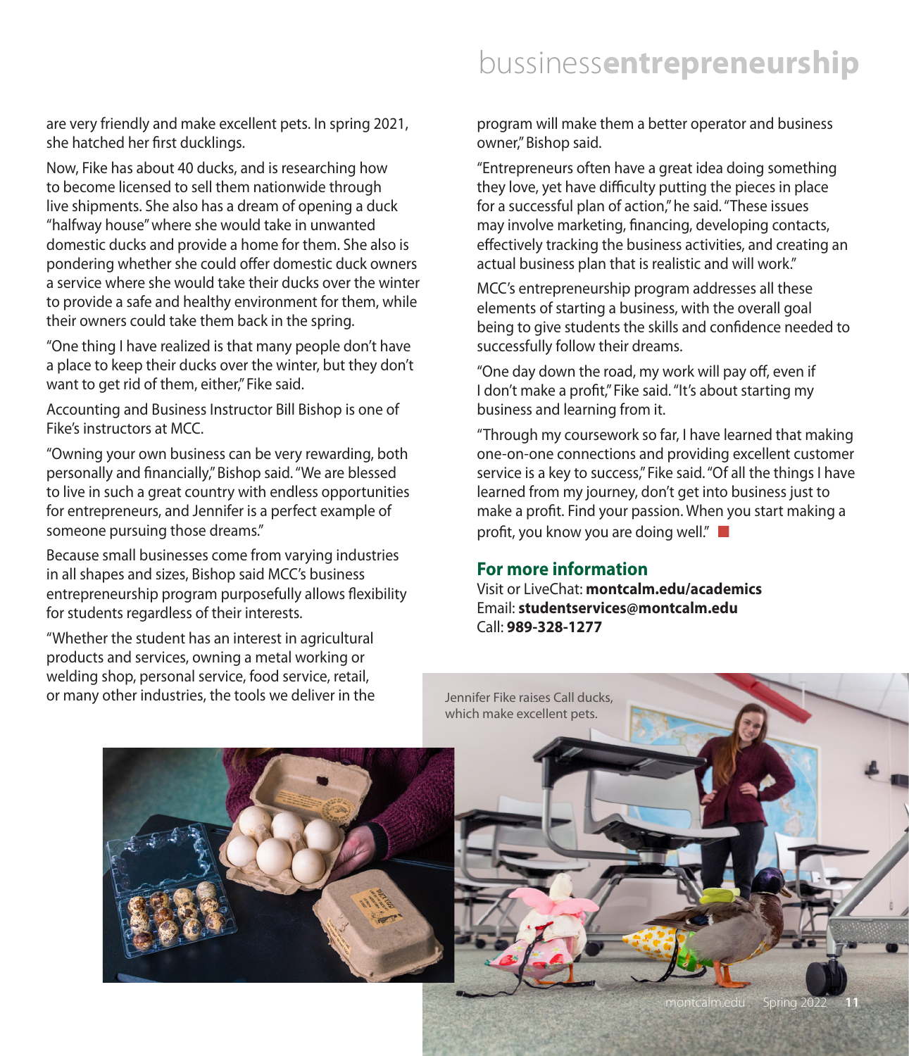are very friendly and make excellent pets. In spring 2021, she hatched her first ducklings.

Now, Fike has about 40 ducks, and is researching how to become licensed to sell them nationwide through live shipments. She also has a dream of opening a duck "halfway house" where she would take in unwanted domestic ducks and provide a home for them. She also is pondering whether she could offer domestic duck owners a service where she would take their ducks over the winter to provide a safe and healthy environment for them, while their owners could take them back in the spring.

"One thing I have realized is that many people don't have a place to keep their ducks over the winter, but they don't want to get rid of them, either," Fike said.

Accounting and Business Instructor Bill Bishop is one of Fike's instructors at MCC.

"Owning your own business can be very rewarding, both personally and financially," Bishop said. "We are blessed to live in such a great country with endless opportunities for entrepreneurs, and Jennifer is a perfect example of someone pursuing those dreams."

Because small businesses come from varying industries in all shapes and sizes, Bishop said MCC's business entrepreneurship program purposefully allows flexibility for students regardless of their interests.

"Whether the student has an interest in agricultural products and services, owning a metal working or welding shop, personal service, food service, retail, or many other industries, the tools we deliver in the program will make them a better operator and business owner," Bishop said.

"Entrepreneurs often have a great idea doing something they love, yet have difficulty putting the pieces in place for a successful plan of action," he said. "These issues may involve marketing, financing, developing contacts, effectively tracking the business activities, and creating an actual business plan that is realistic and will work."

MCC's entrepreneurship program addresses all these elements of starting a business, with the overall goal being to give students the skills and confidence needed to successfully follow their dreams.

"One day down the road, my work will pay off, even if I don't make a profit," Fike said. "It's about starting my business and learning from it.

"Through my coursework so far, I have learned that making one-on-one connections and providing excellent customer service is a key to success," Fike said. "Of all the things I have learned from my journey, don't get into business just to make a profit. Find your passion. When you start making a profit, you know you are doing well."

## For more information

Visit or LiveChat: **montcalm.edu/academics**
Email: **studentservices@montcalm.edu**
Call: **989-328-1277**

Jennifer Fike raises Call ducks, which make excellent pets.